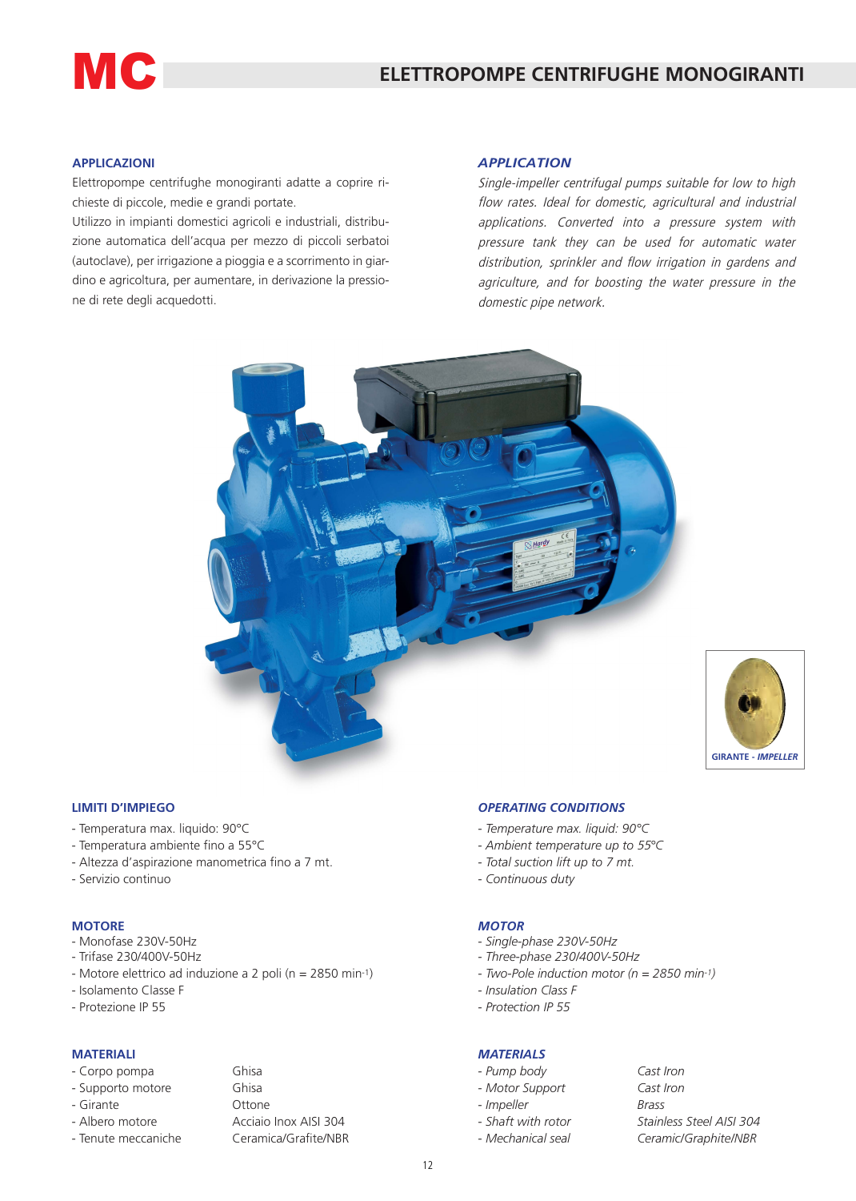# MC

## ELETTROPOMPE CENTRIFUGHE MONOGIRANTI

### APPLICAZIONI

Elettropompe centrifughe monogiranti adatte a coprire richieste di piccole, medie e grandi portate.
Utilizzo in impianti domestici agricoli e industriali, distribuzione automatica dell'acqua per mezzo di piccoli serbatoi (autoclave), per irrigazione a pioggia e a scorrimento in giardino e agricoltura, per aumentare, in derivazione la pressione di rete degli acquedotti.

### *APPLICATION*

*Single-impeller centrifugal pumps suitable for low to high flow rates. Ideal for domestic, agricultural and industrial applications. Converted into a pressure system with pressure tank they can be used for automatic water distribution, sprinkler and flow irrigation in gardens and agriculture, and for boosting the water pressure in the domestic pipe network.*

GIRANTE - *IMPELLER*

### LIMITI D'IMPIEGO

- Temperatura max. liquido: 90°C
- Temperatura ambiente fino a 55°C
- Altezza d'aspirazione manometrica fino a 7 mt.
- Servizio continuo

### *OPERATING CONDITIONS*

- *Temperature max. liquid: 90°C*
- *Ambient temperature up to 55°C*
- *Total suction lift up to 7 mt.*
- *Continuous duty*

### MOTORE

- Monofase 230V-50Hz
- Trifase 230/400V-50Hz
- Motore elettrico ad induzione a 2 poli (n = 2850 min$^{-1}$)
- Isolamento Classe F
- Protezione IP 55

### *MOTOR*

- *Single-phase 230V-50Hz*
- *Three-phase 230/400V-50Hz*
- *Two-Pole induction motor (n = 2850 min$^{-1}$)*
- *Insulation Class F*
- *Protection IP 55*

### MATERIALI

| | |
|---|---|
| - Corpo pompa | Ghisa |
| - Supporto motore | Ghisa |
| - Girante | Ottone |
| - Albero motore | Acciaio Inox AISI 304 |
| - Tenute meccaniche | Ceramica/Grafite/NBR |

### *MATERIALS*

| | |
|---|---|
| - *Pump body* | *Cast Iron* |
| - *Motor Support* | *Cast Iron* |
| - *Impeller* | *Brass* |
| - *Shaft with rotor* | *Stainless Steel AISI 304* |
| - *Mechanical seal* | *Ceramic/Graphite/NBR* |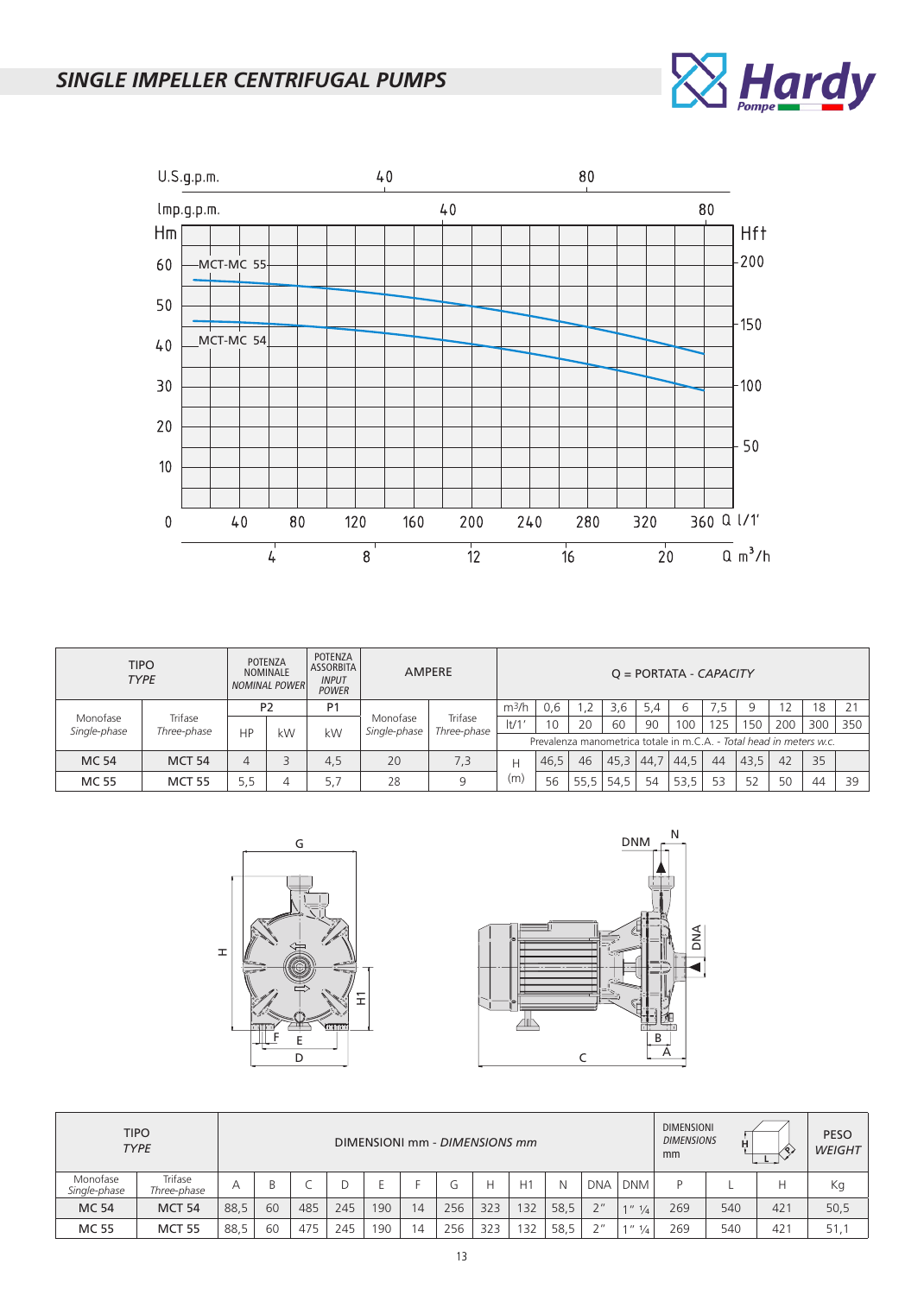## SINGLE IMPELLER CENTRIFUGAL PUMPS

Hardy Pompe

U.S.g.p.m. 40 80

Imp.g.p.m. 40 80

Hm 60 50 40 30 20 10 0

Hft 200 150 100 50

MCT-MC 55

MCT-MC 54

40 80 120 160 200 240 280 320 360 Q l/1'

4 8 12 16 20 Q m³/h

| TIPO *TYPE* | | POTENZA NOMINALE *NOMINAL POWER* | | POTENZA ASSORBITA *INPUT POWER* | AMPERE | | Q = PORTATA - *CAPACITY* | | | | | | | | | | |
|---|---|---|---|---|---|---|---|---|---|---|---|---|---|---|---|---|---|
| | | P2 | | P1 | | | m³/h | 0,6 | 1,2 | 3,6 | 5,4 | 6 | 7,5 | 9 | 12 | 18 | 21 |
| Monofase *Single-phase* | Trifase *Three-phase* | HP | kW | kW | Monofase *Single-phase* | Trifase *Three-phase* | lt/1' | 10 | 20 | 60 | 90 | 100 | 125 | 150 | 200 | 300 | 350 |
| | | | | | | | Prevalenza manometrica totale in m.C.A. - *Total head in meters w.c.* | | | | | | | | | | |
| MC 54 | MCT 54 | 4 | 3 | 4,5 | 20 | 7,3 | H (m) | 46,5 | 46 | 45,3 | 44,7 | 44,5 | 44 | 43,5 | 42 | 35 | |
| MC 55 | MCT 55 | 5,5 | 4 | 5,7 | 28 | 9 | | 56 | 55,5 | 54,5 | 54 | 53,5 | 53 | 52 | 50 | 44 | 39 |

| TIPO *TYPE* | | DIMENSIONI mm - *DIMENSIONS mm* | | | | | | | | | | | | DIMENSIONI *DIMENSIONS* mm | | | PESO *WEIGHT* |
|---|---|---|---|---|---|---|---|---|---|---|---|---|---|---|---|---|---|
| Monofase *Single-phase* | Trifase *Three-phase* | A | B | C | D | E | F | G | H | H1 | N | DNA | DNM | P | L | H | Kg |
| MC 54 | MCT 54 | 88,5 | 60 | 485 | 245 | 190 | 14 | 256 | 323 | 132 | 58,5 | 2" | 1" ¼ | 269 | 540 | 421 | 50,5 |
| MC 55 | MCT 55 | 88,5 | 60 | 475 | 245 | 190 | 14 | 256 | 323 | 132 | 58,5 | 2" | 1" ¼ | 269 | 540 | 421 | 51,1 |